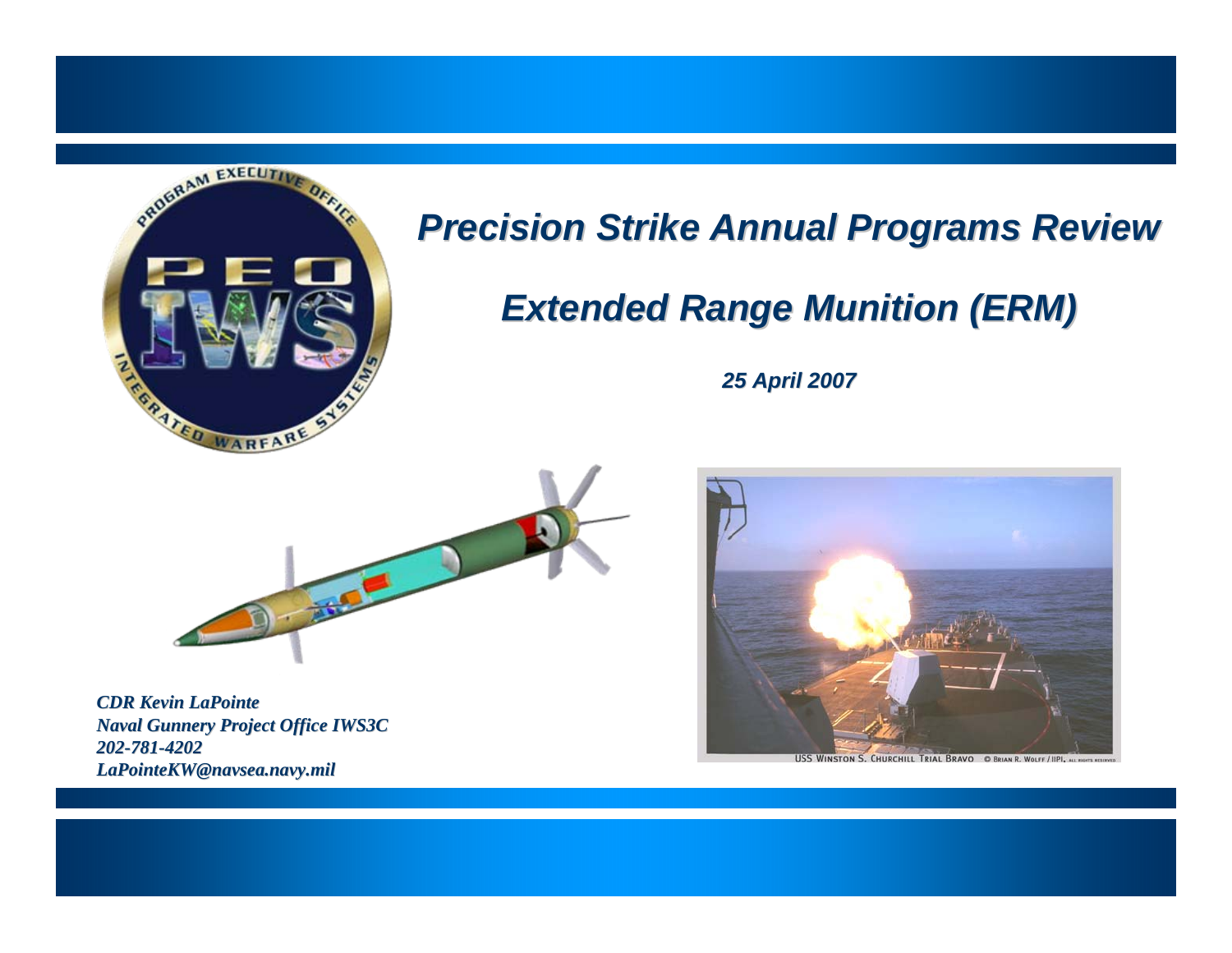# Precision Strike Annual Programs Review

## Extended Range Munition (ERM)

*25 April 2007*

*CDR Kevin LaPointe*
*Naval Gunnery Project Office IWS3C*
*202-781-4202*
*LaPointeKW@navsea.navy.mil*

USS Winston S. Churchill Trial Bravo © Brian R. Wolff / IIPI, all rights reserved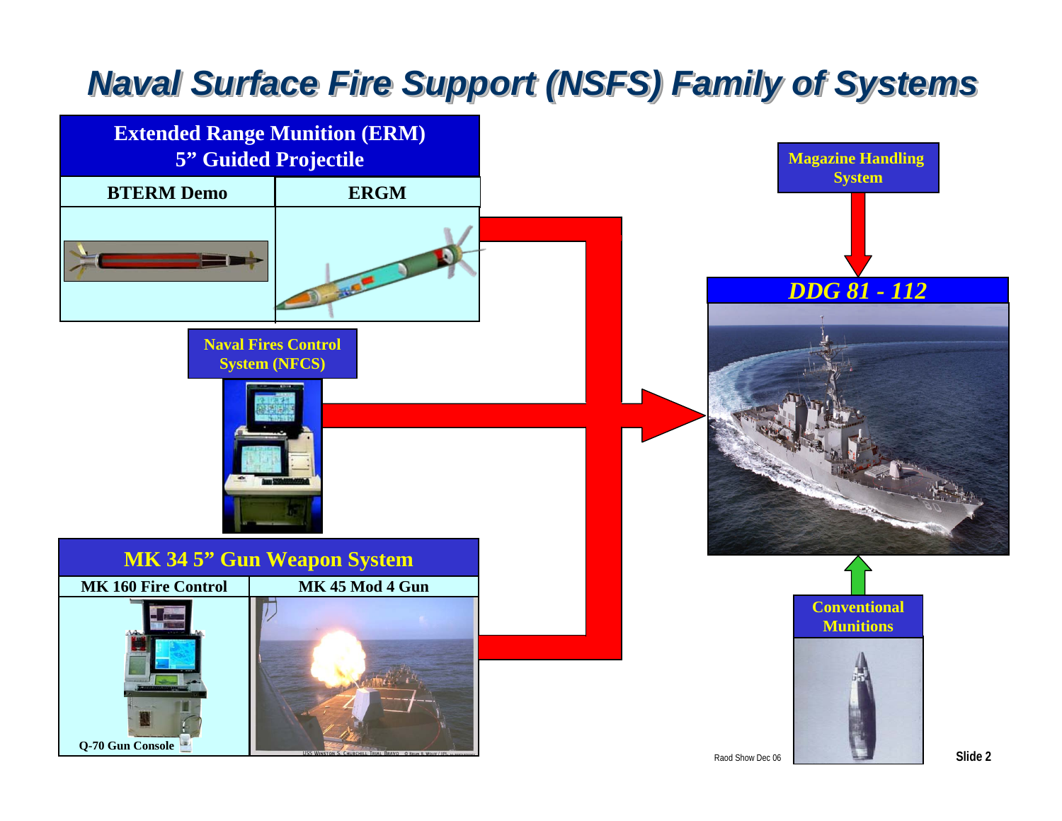# Naval Surface Fire Support (NSFS) Family of Systems

## Extended Range Munition (ERM) 5” Guided Projectile

| BTERM Demo | ERGM |
| --- | --- |

**Naval Fires Control System (NFCS)**

## MK 34 5” Gun Weapon System

| MK 160 Fire Control | MK 45 Mod 4 Gun |
| --- | --- |

Q-70 Gun Console

USS Winston S. Churchill Trial Bravo

**Magazine Handling System**

***DDG 81 - 112***

**Conventional Munitions**

Raod Show Dec 06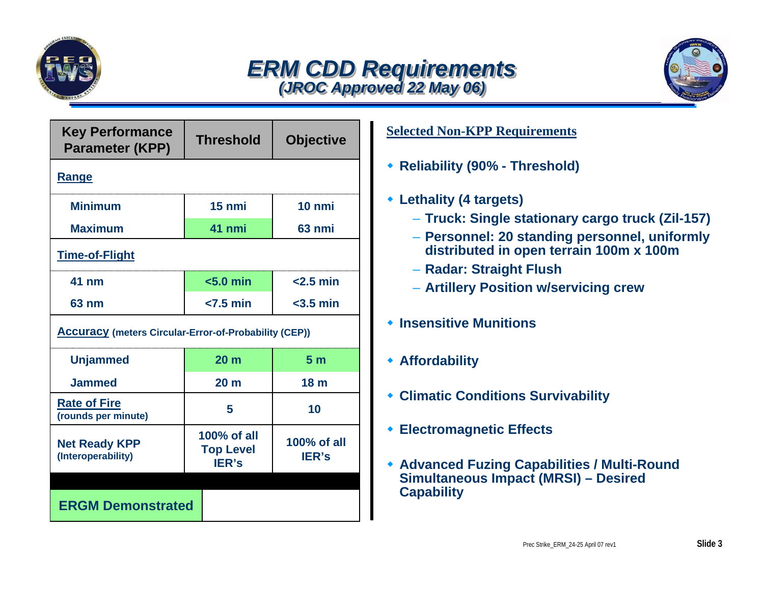# ERM CDD Requirements

## (JROC Approved 22 May 06)

| Key Performance Parameter (KPP) | Threshold | Objective |
|---|---|---|
| **Range** | | |
| Minimum | 15 nmi | 10 nmi |
| Maximum | 41 nmi | 63 nmi |
| **Time-of-Flight** | | |
| 41 nm | <5.0 min | <2.5 min |
| 63 nm | <7.5 min | <3.5 min |
| **Accuracy** (meters Circular-Error-of-Probability (CEP)) | | |
| Unjammed | 20 m | 5 m |
| Jammed | 20 m | 18 m |
| **Rate of Fire** (rounds per minute) | 5 | 10 |
| **Net Ready KPP** (Interoperability) | 100% of all Top Level IER's | 100% of all IER's |

**ERGM Demonstrated**

**Selected Non-KPP Requirements**

- Reliability (90% - Threshold)
- Lethality (4 targets)
  - Truck: Single stationary cargo truck (Zil-157)
  - Personnel: 20 standing personnel, uniformly distributed in open terrain 100m x 100m
  - Radar: Straight Flush
  - Artillery Position w/servicing crew
- Insensitive Munitions
- Affordability
- Climatic Conditions Survivability
- Electromagnetic Effects
- Advanced Fuzing Capabilities / Multi-Round Simultaneous Impact (MRSI) – Desired Capability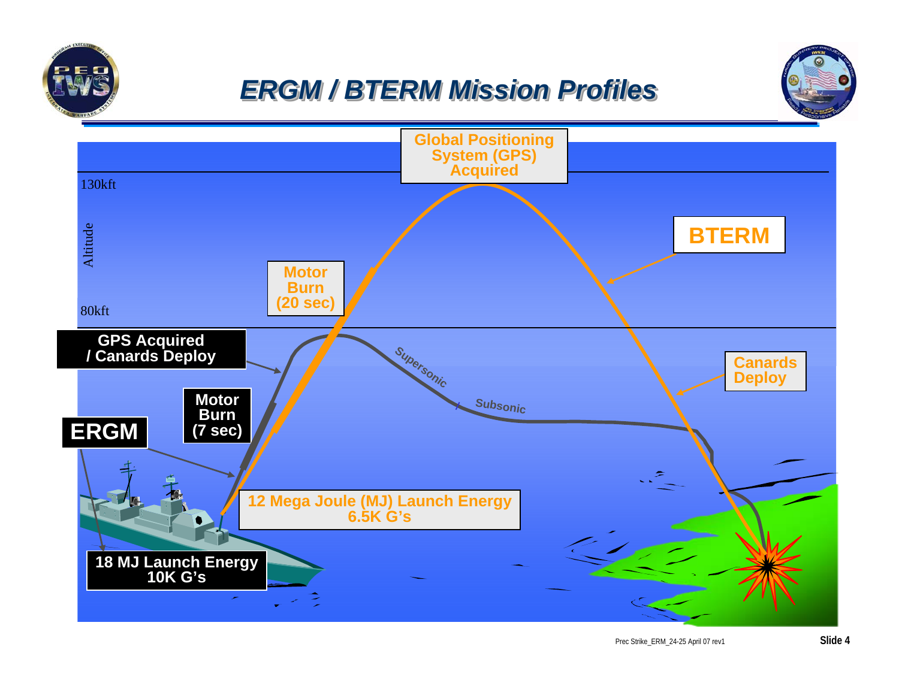# ERGM / BTERM Mission Profiles

Global Positioning System (GPS) Acquired

130kft

Altitude

80kft

BTERM

Motor Burn (20 sec)

GPS Acquired / Canards Deploy

Supersonic

Subsonic

Canards Deploy

Motor Burn (7 sec)

ERGM

12 Mega Joule (MJ) Launch Energy
6.5K G's

18 MJ Launch Energy
10K G's

Prec Strike_ERM_24-25 April 07 rev1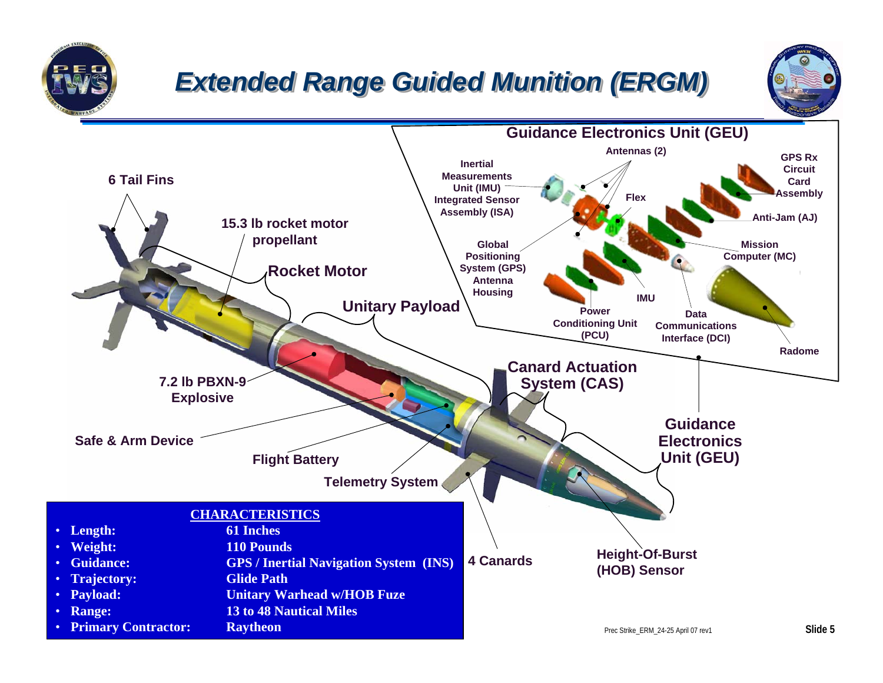# Extended Range Guided Munition (ERGM)

## Guidance Electronics Unit (GEU)

Antennas (2)

Inertial Measurements Unit (IMU) Integrated Sensor Assembly (ISA)

Flex

GPS Rx Circuit Card Assembly

Anti-Jam (AJ)

Mission Computer (MC)

Global Positioning System (GPS) Antenna Housing

IMU

Power Conditioning Unit (PCU)

Data Communications Interface (DCI)

Radome

6 Tail Fins

15.3 lb rocket motor propellant

Rocket Motor

Unitary Payload

Canard Actuation System (CAS)

7.2 lb PBXN-9 Explosive

Safe & Arm Device

Flight Battery

Telemetry System

Guidance Electronics Unit (GEU)

4 Canards

Height-Of-Burst (HOB) Sensor

**CHARACTERISTICS**

- **Length:** 61 Inches
- **Weight:** 110 Pounds
- **Guidance:** GPS / Inertial Navigation System (INS)
- **Trajectory:** Glide Path
- **Payload:** Unitary Warhead w/HOB Fuze
- **Range:** 13 to 48 Nautical Miles
- **Primary Contractor:** Raytheon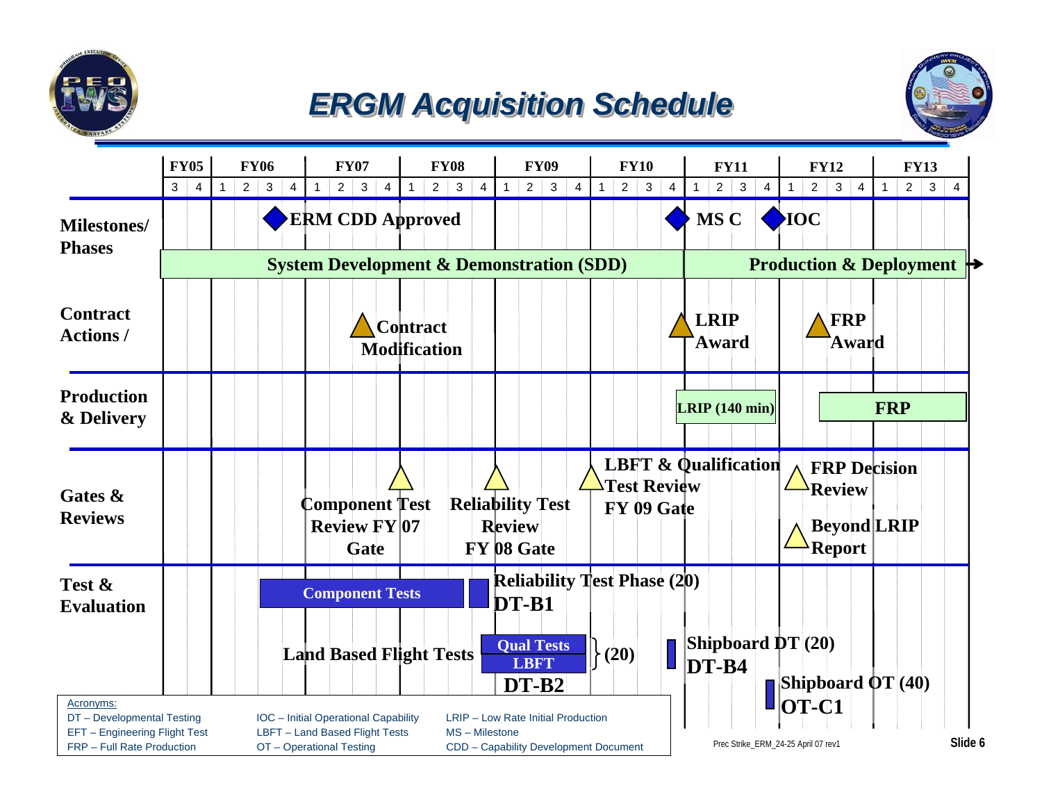# ERGM Acquisition Schedule

| | FY05 | FY06 | FY07 | FY08 | FY09 | FY10 | FY11 | FY12 | FY13 |
|---|---|---|---|---|---|---|---|---|---|
| | 3 4 | 1 2 3 4 | 1 2 3 4 | 1 2 3 4 | 1 2 3 4 | 1 2 3 4 | 1 2 3 4 | 1 2 3 4 | 1 2 3 4 |

**Milestones/ Phases**
- ERM CDD Approved
- MS C
- IOC
- System Development & Demonstration (SDD)
- Production & Deployment

**Contract Actions /**
- Contract Modification
- LRIP Award
- FRP Award

**Production & Delivery**
- LRIP (140 min)
- FRP

**Gates & Reviews**
- Component Test Review FY 07 Gate
- Reliability Test Review FY 08 Gate
- LBFT & Qualification Test Review FY 09 Gate
- FRP Decision Review
- Beyond LRIP Report

**Test & Evaluation**
- Component Tests
- Reliability Test Phase (20) DT-B1
- Land Based Flight Tests
- Qual Tests / LBFT (20) DT-B2
- Shipboard DT (20) DT-B4
- Shipboard OT (40) OT-C1

Acronyms:

| | | |
|---|---|---|
| DT – Developmental Testing | IOC – Initial Operational Capability | LRIP – Low Rate Initial Production |
| EFT – Engineering Flight Test | LBFT – Land Based Flight Tests | MS – Milestone |
| FRP – Full Rate Production | OT – Operational Testing | CDD – Capability Development Document |

Prec Strike_ERM_24-25 April 07 rev1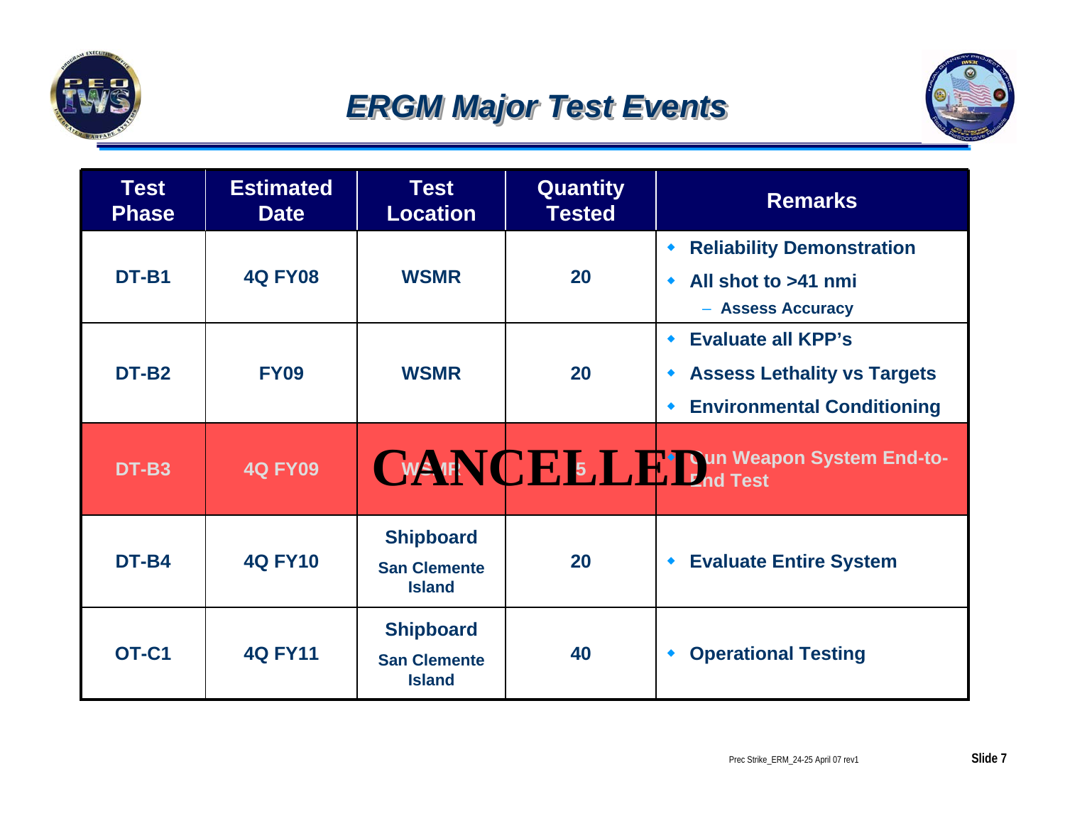# ERGM Major Test Events

| Test Phase | Estimated Date | Test Location | Quantity Tested | Remarks |
|---|---|---|---|---|
| DT-B1 | 4Q FY08 | WSMR | 20 | ◆ Reliability Demonstration<br>◆ All shot to >41 nmi<br>– Assess Accuracy |
| DT-B2 | FY09 | WSMR | 20 | ◆ Evaluate all KPP's<br>◆ Assess Lethality vs Targets<br>◆ Environmental Conditioning |
| DT-B3 | 4Q FY09 | WSMR | 5 | ◆ Gun Weapon System End-to-End Test |
| DT-B4 | 4Q FY10 | Shipboard<br>San Clemente Island | 20 | ◆ Evaluate Entire System |
| OT-C1 | 4Q FY11 | Shipboard<br>San Clemente Island | 40 | ◆ Operational Testing |

CANCELLED (DT-B3)

Prec Strike_ERM_24-25 April 07 rev1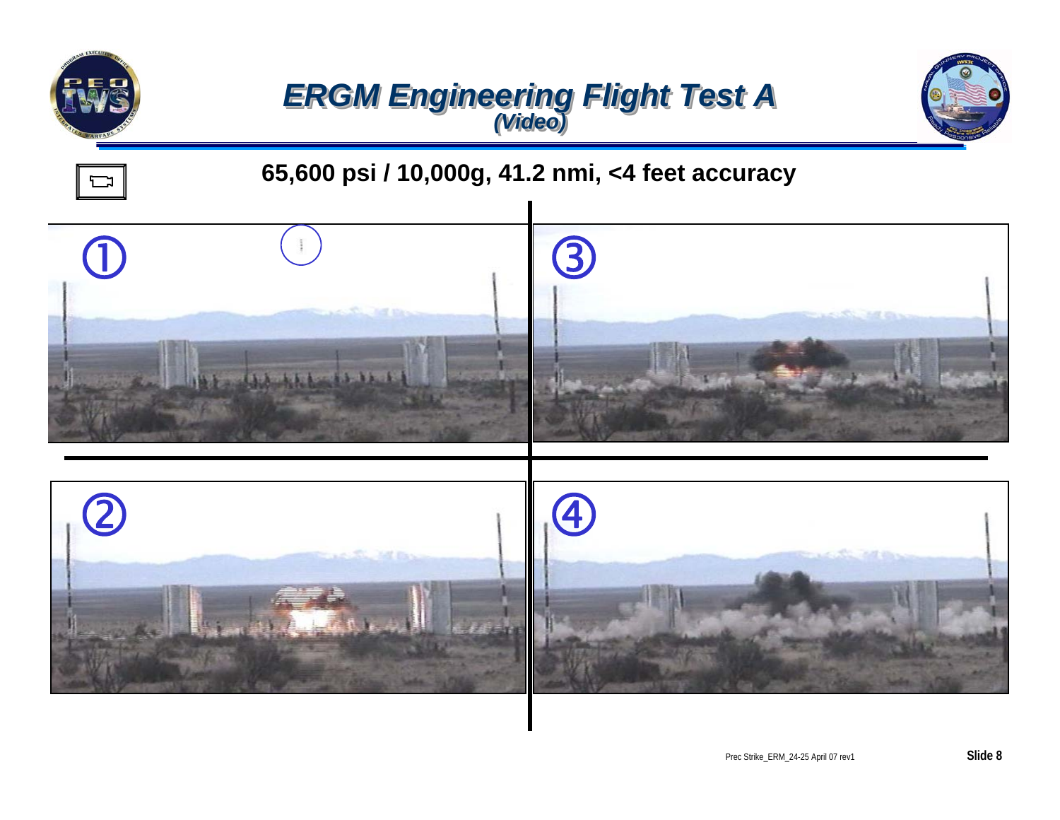# ERGM Engineering Flight Test A
## *(Video)*

**65,600 psi / 10,000g, 41.2 nmi, <4 feet accuracy**

①

②

③

④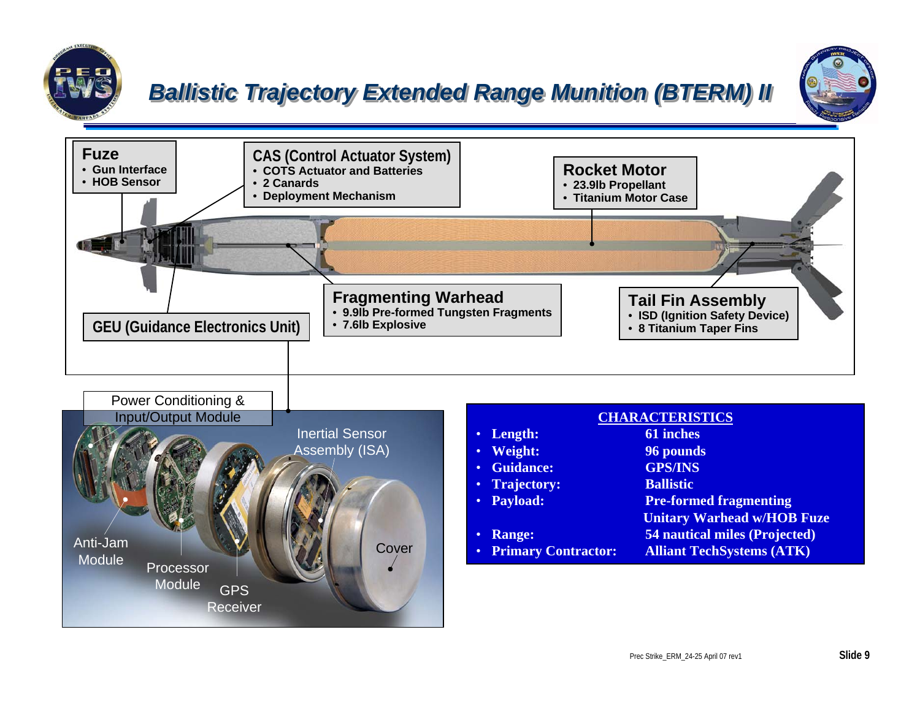# Ballistic Trajectory Extended Range Munition (BTERM) II

**Fuze**
- Gun Interface
- HOB Sensor

**CAS (Control Actuator System)**
- COTS Actuator and Batteries
- 2 Canards
- Deployment Mechanism

**Rocket Motor**
- 23.9lb Propellant
- Titanium Motor Case

**Fragmenting Warhead**
- 9.9lb Pre-formed Tungsten Fragments
- 7.6lb Explosive

**Tail Fin Assembly**
- ISD (Ignition Safety Device)
- 8 Titanium Taper Fins

**GEU (Guidance Electronics Unit)**

Power Conditioning & Input/Output Module

Inertial Sensor Assembly (ISA)

Anti-Jam Module

Processor Module

GPS Receiver

Cover

**CHARACTERISTICS**

- **Length:** 61 inches
- **Weight:** 96 pounds
- **Guidance:** GPS/INS
- **Trajectory:** Ballistic
- **Payload:** Pre-formed fragmenting Unitary Warhead w/HOB Fuze
- **Range:** 54 nautical miles (Projected)
- **Primary Contractor:** Alliant TechSystems (ATK)

Prec Strike_ERM_24-25 April 07 rev1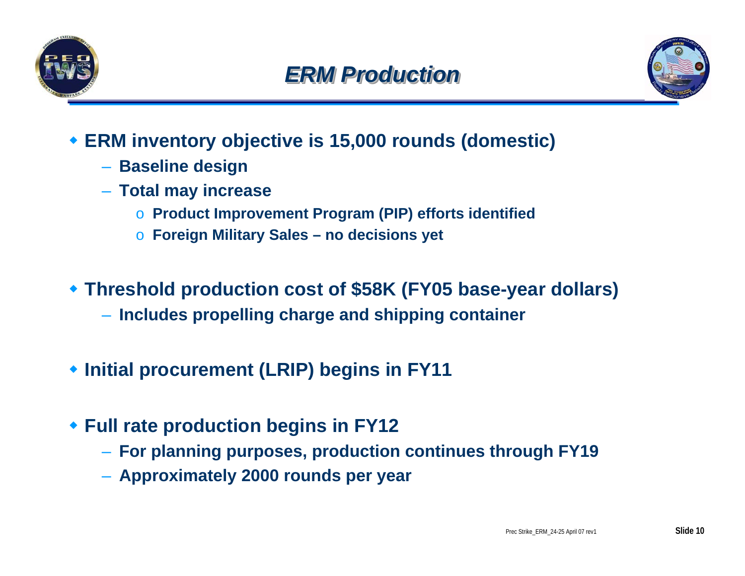# ERM Production

- **ERM inventory objective is 15,000 rounds (domestic)**
  - **Baseline design**
  - **Total may increase**
    - **Product Improvement Program (PIP) efforts identified**
    - **Foreign Military Sales – no decisions yet**

- **Threshold production cost of $58K (FY05 base-year dollars)**
  - **Includes propelling charge and shipping container**

- **Initial procurement (LRIP) begins in FY11**

- **Full rate production begins in FY12**
  - **For planning purposes, production continues through FY19**
  - **Approximately 2000 rounds per year**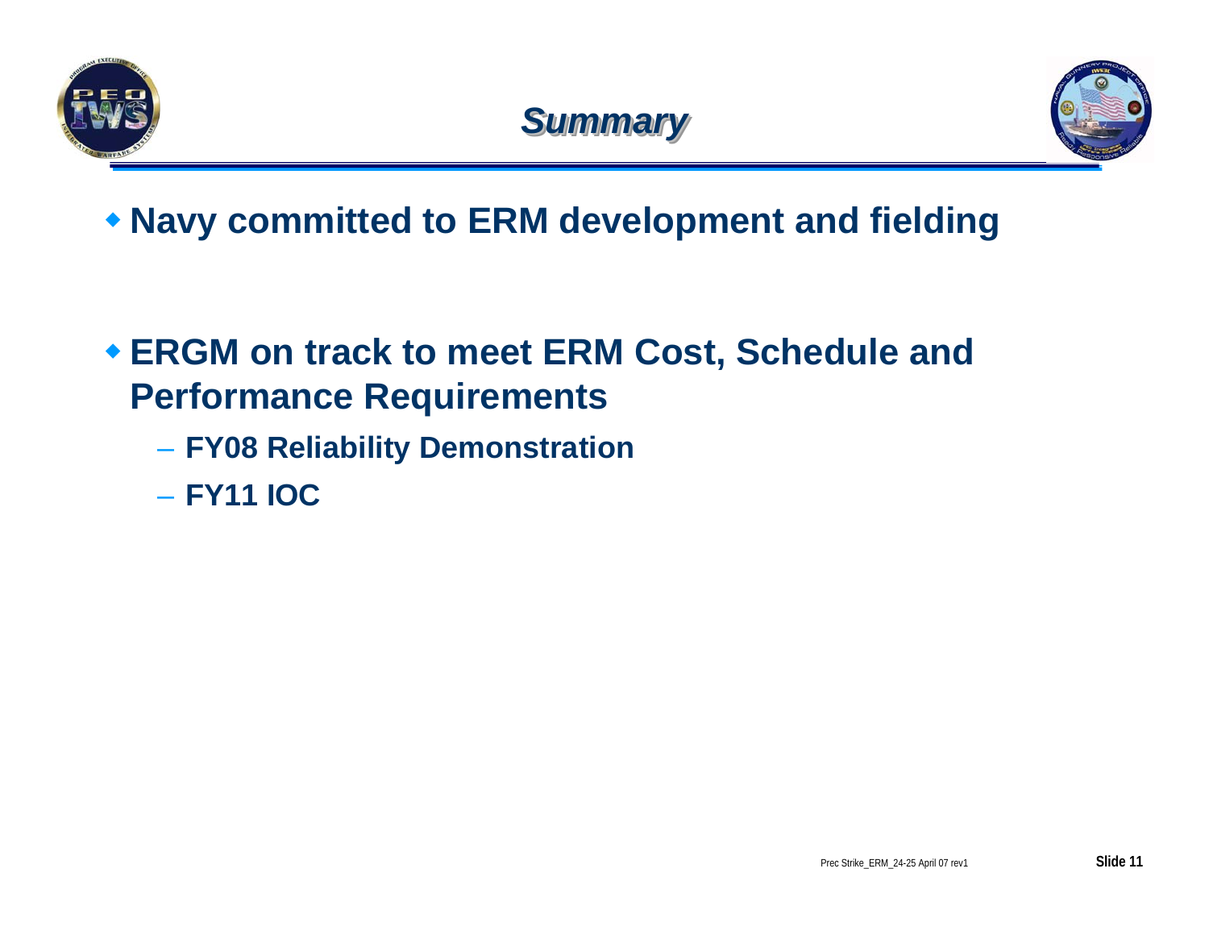# Summary

- **Navy committed to ERM development and fielding**

- **ERGM on track to meet ERM Cost, Schedule and Performance Requirements**
  - **FY08 Reliability Demonstration**
  - **FY11 IOC**